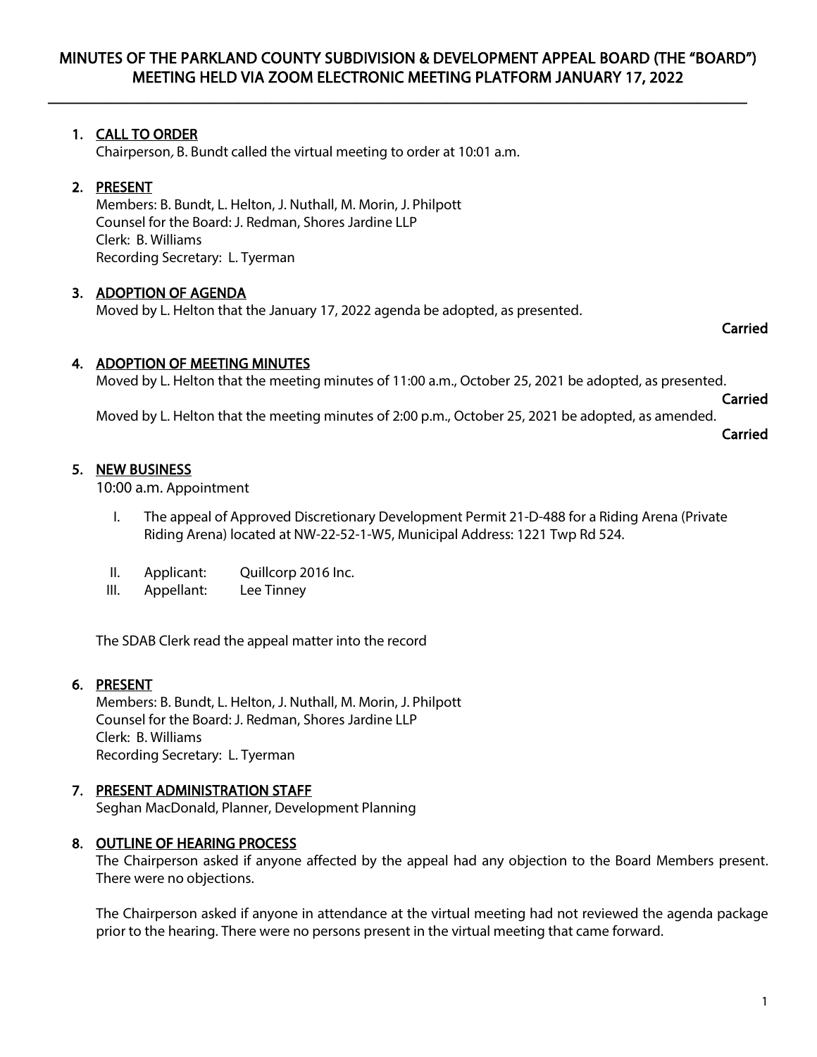# MINUTES OF THE PARKLAND COUNTY SUBDIVISION & DEVELOPMENT APPEAL BOARD (THE "BOARD") MEETING HELD VIA ZOOM ELECTRONIC MEETING PLATFORM JANUARY 17, 2022

## 1. CALL TO ORDER

Chairperson, B. Bundt called the virtual meeting to order at 10:01 a.m.

## 2. PRESENT

Members: B. Bundt, L. Helton, J. Nuthall, M. Morin, J. Philpott
Counsel for the Board: J. Redman, Shores Jardine LLP
Clerk: B. Williams
Recording Secretary: L. Tyerman

## 3. ADOPTION OF AGENDA

Moved by L. Helton that the January 17, 2022 agenda be adopted, as presented.

**Carried**

## 4. ADOPTION OF MEETING MINUTES

Moved by L. Helton that the meeting minutes of 11:00 a.m., October 25, 2021 be adopted, as presented.

**Carried**

Moved by L. Helton that the meeting minutes of 2:00 p.m., October 25, 2021 be adopted, as amended.

**Carried**

## 5. NEW BUSINESS

10:00 a.m. Appointment

I. The appeal of Approved Discretionary Development Permit 21-D-488 for a Riding Arena (Private Riding Arena) located at NW-22-52-1-W5, Municipal Address: 1221 Twp Rd 524.

II. Applicant: Quillcorp 2016 Inc.

III. Appellant: Lee Tinney

The SDAB Clerk read the appeal matter into the record

## 6. PRESENT

Members: B. Bundt, L. Helton, J. Nuthall, M. Morin, J. Philpott
Counsel for the Board: J. Redman, Shores Jardine LLP
Clerk: B. Williams
Recording Secretary: L. Tyerman

## 7. PRESENT ADMINISTRATION STAFF

Seghan MacDonald, Planner, Development Planning

## 8. OUTLINE OF HEARING PROCESS

The Chairperson asked if anyone affected by the appeal had any objection to the Board Members present. There were no objections.

The Chairperson asked if anyone in attendance at the virtual meeting had not reviewed the agenda package prior to the hearing. There were no persons present in the virtual meeting that came forward.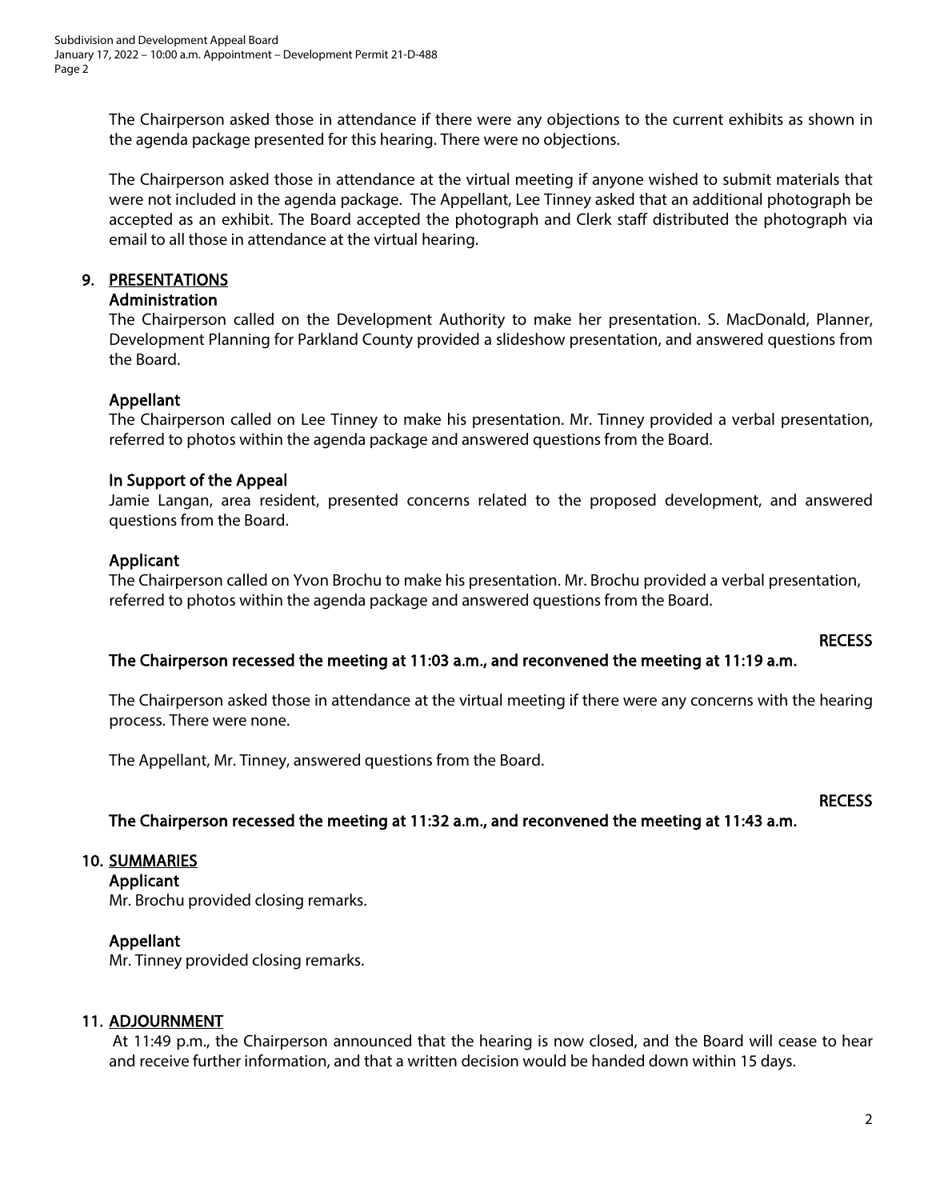The Chairperson asked those in attendance if there were any objections to the current exhibits as shown in the agenda package presented for this hearing. There were no objections.

The Chairperson asked those in attendance at the virtual meeting if anyone wished to submit materials that were not included in the agenda package. The Appellant, Lee Tinney asked that an additional photograph be accepted as an exhibit. The Board accepted the photograph and Clerk staff distributed the photograph via email to all those in attendance at the virtual hearing.

## 9. PRESENTATIONS

### Administration

The Chairperson called on the Development Authority to make her presentation. S. MacDonald, Planner, Development Planning for Parkland County provided a slideshow presentation, and answered questions from the Board.

### Appellant

The Chairperson called on Lee Tinney to make his presentation. Mr. Tinney provided a verbal presentation, referred to photos within the agenda package and answered questions from the Board.

### In Support of the Appeal

Jamie Langan, area resident, presented concerns related to the proposed development, and answered questions from the Board.

### Applicant

The Chairperson called on Yvon Brochu to make his presentation. Mr. Brochu provided a verbal presentation, referred to photos within the agenda package and answered questions from the Board.

**RECESS**

**The Chairperson recessed the meeting at 11:03 a.m., and reconvened the meeting at 11:19 a.m.**

The Chairperson asked those in attendance at the virtual meeting if there were any concerns with the hearing process. There were none.

The Appellant, Mr. Tinney, answered questions from the Board.

**RECESS**

**The Chairperson recessed the meeting at 11:32 a.m., and reconvened the meeting at 11:43 a.m.**

## 10. SUMMARIES

### Applicant

Mr. Brochu provided closing remarks.

### Appellant

Mr. Tinney provided closing remarks.

## 11. ADJOURNMENT

At 11:49 p.m., the Chairperson announced that the hearing is now closed, and the Board will cease to hear and receive further information, and that a written decision would be handed down within 15 days.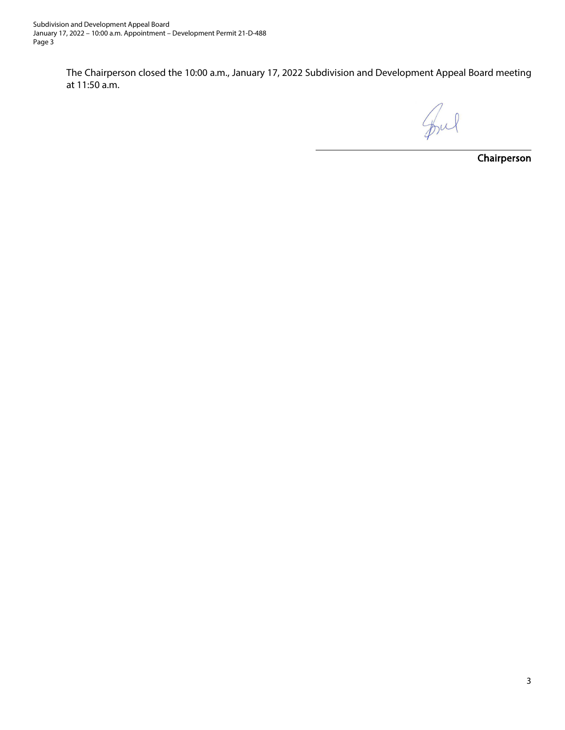The Chairperson closed the 10:00 a.m., January 17, 2022 Subdivision and Development Appeal Board meeting at 11:50 a.m.

______________________________
**Chairperson**